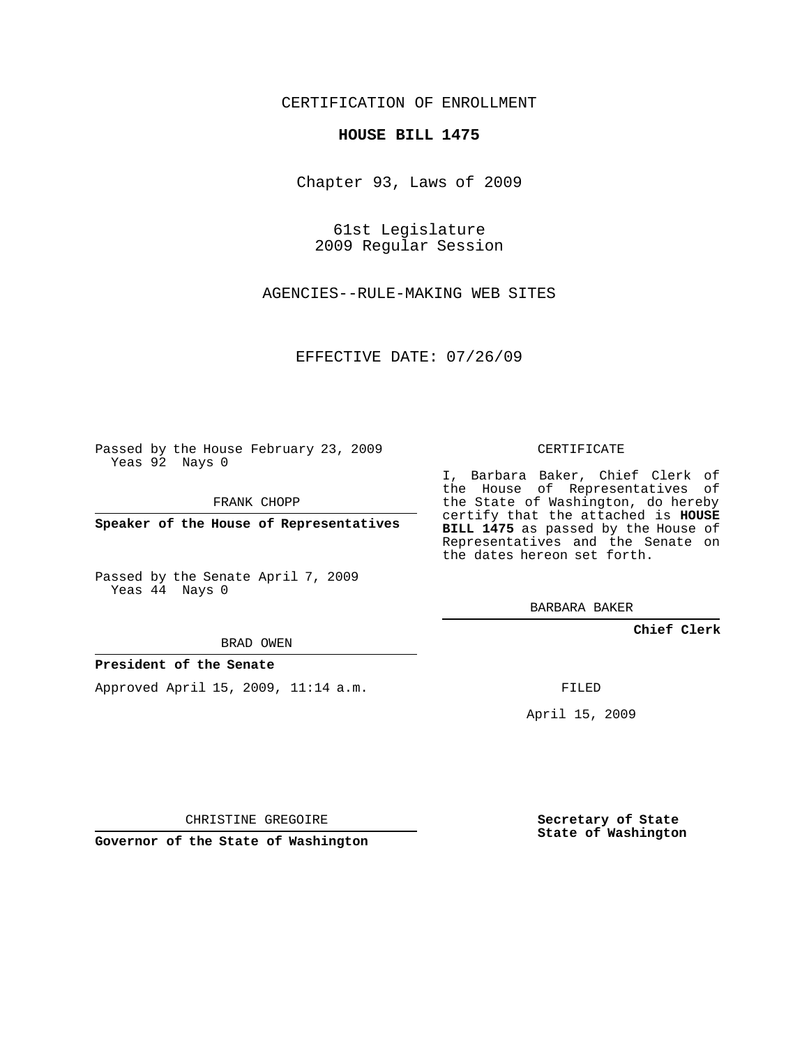CERTIFICATION OF ENROLLMENT

# HOUSE BILL 1475

Chapter 93, Laws of 2009

61st Legislature
2009 Regular Session

AGENCIES--RULE-MAKING WEB SITES

EFFECTIVE DATE: 07/26/09

Passed by the House February 23, 2009
Yeas 92 Nays 0

FRANK CHOPP

**Speaker of the House of Representatives**

Passed by the Senate April 7, 2009
Yeas 44 Nays 0

BRAD OWEN

**President of the Senate**

Approved April 15, 2009, 11:14 a.m.

CHRISTINE GREGOIRE

**Governor of the State of Washington**

CERTIFICATE

I, Barbara Baker, Chief Clerk of the House of Representatives of the State of Washington, do hereby certify that the attached is **HOUSE BILL 1475** as passed by the House of Representatives and the Senate on the dates hereon set forth.

BARBARA BAKER

**Chief Clerk**

FILED

April 15, 2009

**Secretary of State**
**State of Washington**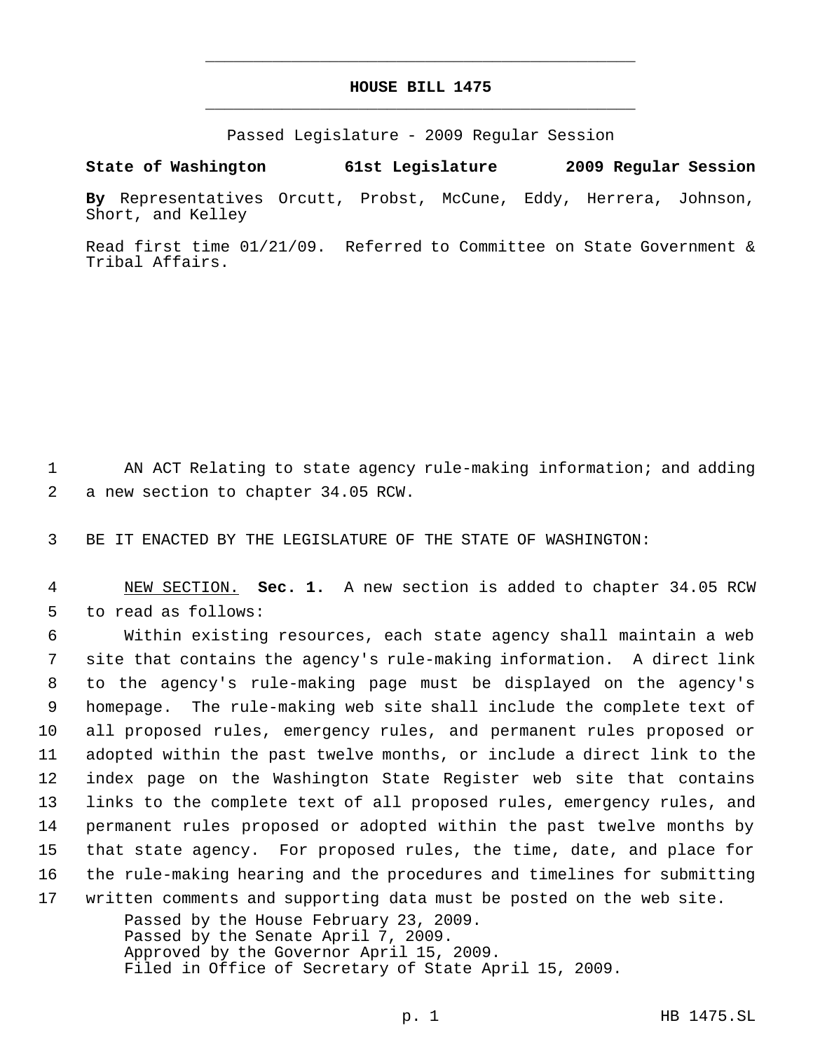# HOUSE BILL 1475

Passed Legislature - 2009 Regular Session

**State of Washington 61st Legislature 2009 Regular Session**

**By** Representatives Orcutt, Probst, McCune, Eddy, Herrera, Johnson, Short, and Kelley

Read first time 01/21/09. Referred to Committee on State Government & Tribal Affairs.

AN ACT Relating to state agency rule-making information; and adding a new section to chapter 34.05 RCW.

BE IT ENACTED BY THE LEGISLATURE OF THE STATE OF WASHINGTON:

NEW SECTION. **Sec. 1.** A new section is added to chapter 34.05 RCW to read as follows:

Within existing resources, each state agency shall maintain a web site that contains the agency's rule-making information. A direct link to the agency's rule-making page must be displayed on the agency's homepage. The rule-making web site shall include the complete text of all proposed rules, emergency rules, and permanent rules proposed or adopted within the past twelve months, or include a direct link to the index page on the Washington State Register web site that contains links to the complete text of all proposed rules, emergency rules, and permanent rules proposed or adopted within the past twelve months by that state agency. For proposed rules, the time, date, and place for the rule-making hearing and the procedures and timelines for submitting written comments and supporting data must be posted on the web site.

Passed by the House February 23, 2009.
Passed by the Senate April 7, 2009.
Approved by the Governor April 15, 2009.
Filed in Office of Secretary of State April 15, 2009.